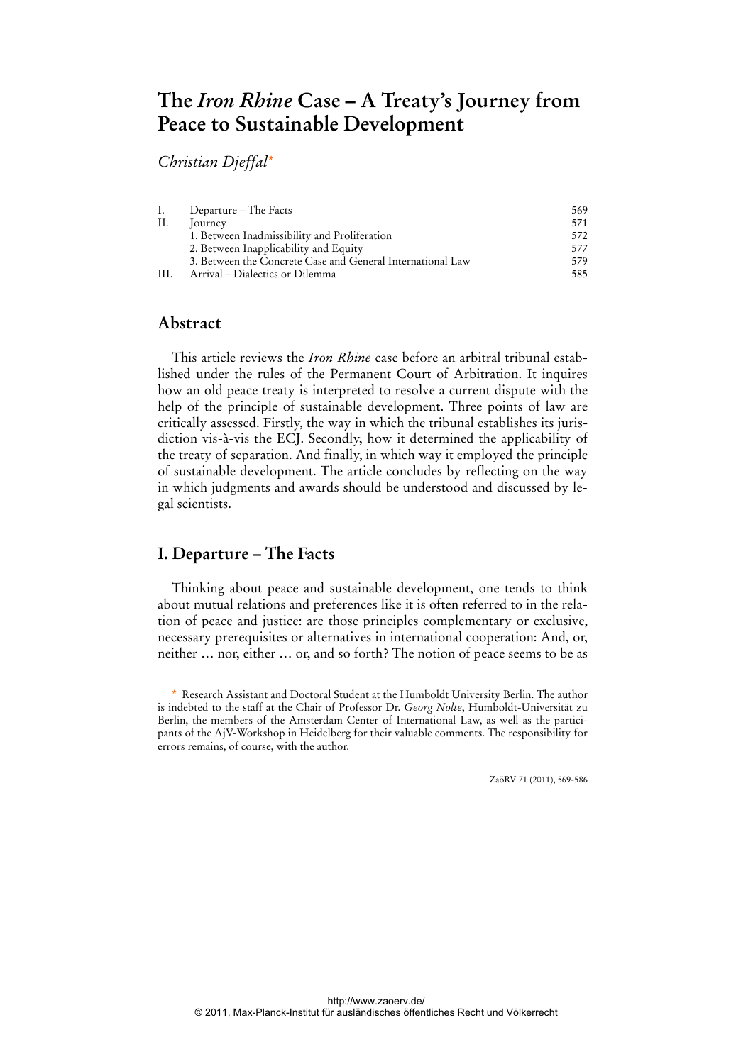# The *Iron Rhine* Case – A Treaty's Journey from Peace to Sustainable Development

*Christian Djeffal*\*

| | | |
|---|---|---|
| I. | Departure – The Facts | 569 |
| II. | Journey | 571 |
| | 1. Between Inadmissibility and Proliferation | 572 |
| | 2. Between Inapplicability and Equity | 577 |
| | 3. Between the Concrete Case and General International Law | 579 |
| III. | Arrival – Dialectics or Dilemma | 585 |

## Abstract

This article reviews the *Iron Rhine* case before an arbitral tribunal established under the rules of the Permanent Court of Arbitration. It inquires how an old peace treaty is interpreted to resolve a current dispute with the help of the principle of sustainable development. Three points of law are critically assessed. Firstly, the way in which the tribunal establishes its jurisdiction vis-à-vis the ECJ. Secondly, how it determined the applicability of the treaty of separation. And finally, in which way it employed the principle of sustainable development. The article concludes by reflecting on the way in which judgments and awards should be understood and discussed by legal scientists.

## I. Departure – The Facts

Thinking about peace and sustainable development, one tends to think about mutual relations and preferences like it is often referred to in the relation of peace and justice: are those principles complementary or exclusive, necessary prerequisites or alternatives in international cooperation: And, or, neither … nor, either … or, and so forth? The notion of peace seems to be as

---

\* Research Assistant and Doctoral Student at the Humboldt University Berlin. The author is indebted to the staff at the Chair of Professor Dr. *Georg Nolte*, Humboldt-Universität zu Berlin, the members of the Amsterdam Center of International Law, as well as the participants of the AjV-Workshop in Heidelberg for their valuable comments. The responsibility for errors remains, of course, with the author.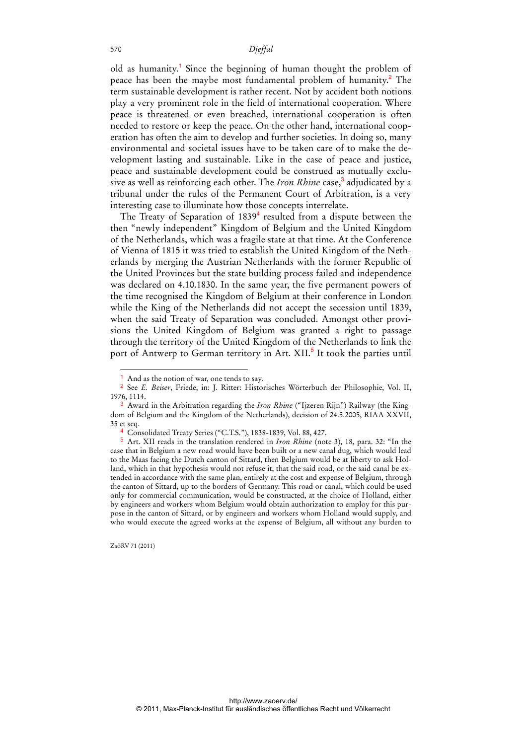old as humanity.[1] Since the beginning of human thought the problem of peace has been the maybe most fundamental problem of humanity.[2] The term sustainable development is rather recent. Not by accident both notions play a very prominent role in the field of international cooperation. Where peace is threatened or even breached, international cooperation is often needed to restore or keep the peace. On the other hand, international cooperation has often the aim to develop and further societies. In doing so, many environmental and societal issues have to be taken care of to make the development lasting and sustainable. Like in the case of peace and justice, peace and sustainable development could be construed as mutually exclusive as well as reinforcing each other. The *Iron Rhine* case,[3] adjudicated by a tribunal under the rules of the Permanent Court of Arbitration, is a very interesting case to illuminate how those concepts interrelate.

The Treaty of Separation of 1839[4] resulted from a dispute between the then "newly independent" Kingdom of Belgium and the United Kingdom of the Netherlands, which was a fragile state at that time. At the Conference of Vienna of 1815 it was tried to establish the United Kingdom of the Netherlands by merging the Austrian Netherlands with the former Republic of the United Provinces but the state building process failed and independence was declared on 4.10.1830. In the same year, the five permanent powers of the time recognised the Kingdom of Belgium at their conference in London while the King of the Netherlands did not accept the secession until 1839, when the said Treaty of Separation was concluded. Amongst other provisions the United Kingdom of Belgium was granted a right to passage through the territory of the United Kingdom of the Netherlands to link the port of Antwerp to German territory in Art. XII.[5] It took the parties until

---

[1] And as the notion of war, one tends to say.

[2] See *E. Beiser*, Friede, in: J. Ritter: Historisches Wörterbuch der Philosophie, Vol. II, 1976, 1114.

[3] Award in the Arbitration regarding the *Iron Rhine* ("Ijzeren Rijn") Railway (the Kingdom of Belgium and the Kingdom of the Netherlands), decision of 24.5.2005, RIAA XXVII, 35 et seq.

[4] Consolidated Treaty Series ("C.T.S."), 1838-1839, Vol. 88, 427.

[5] Art. XII reads in the translation rendered in *Iron Rhine* (note 3), 18, para. 32: "In the case that in Belgium a new road would have been built or a new canal dug, which would lead to the Maas facing the Dutch canton of Sittard, then Belgium would be at liberty to ask Holland, which in that hypothesis would not refuse it, that the said road, or the said canal be extended in accordance with the same plan, entirely at the cost and expense of Belgium, through the canton of Sittard, up to the borders of Germany. This road or canal, which could be used only for commercial communication, would be constructed, at the choice of Holland, either by engineers and workers whom Belgium would obtain authorization to employ for this purpose in the canton of Sittard, or by engineers and workers whom Holland would supply, and who would execute the agreed works at the expense of Belgium, all without any burden to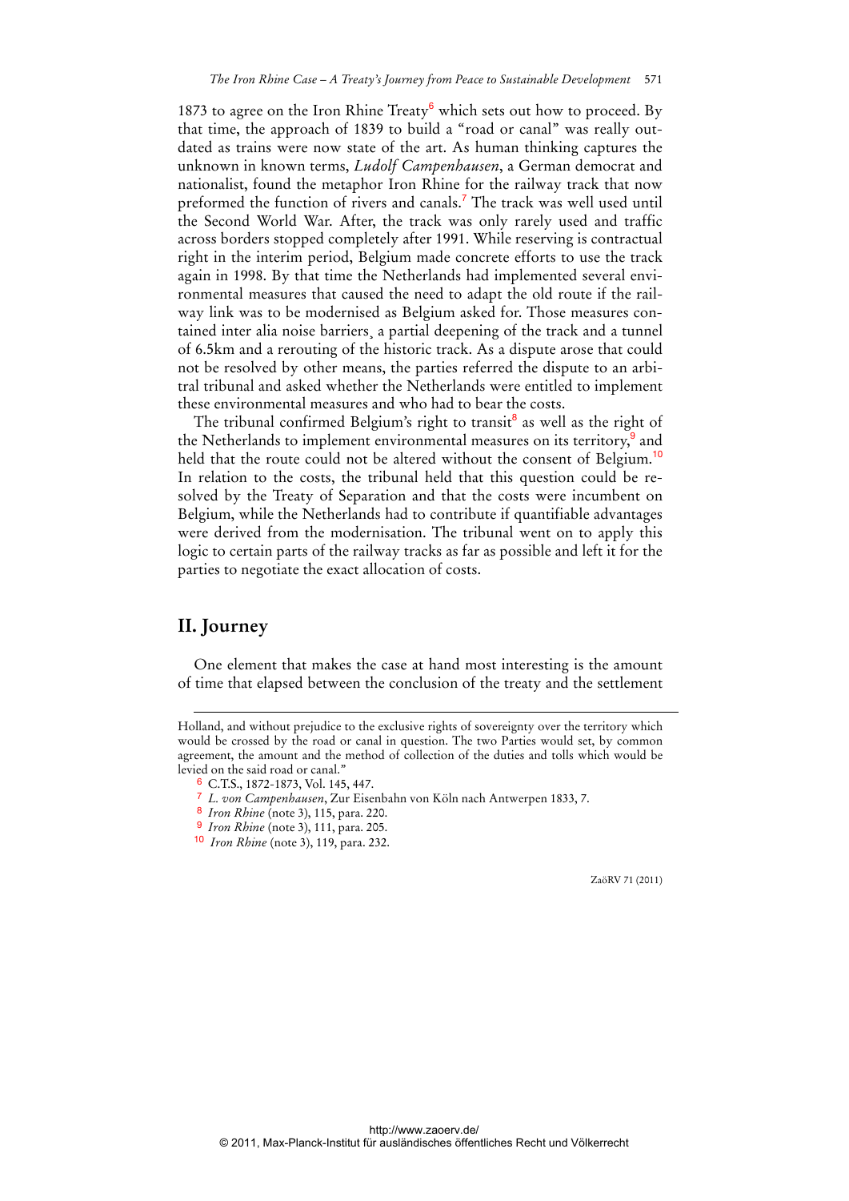1873 to agree on the Iron Rhine Treaty[6] which sets out how to proceed. By that time, the approach of 1839 to build a "road or canal" was really outdated as trains were now state of the art. As human thinking captures the unknown in known terms, *Ludolf Campenhausen*, a German democrat and nationalist, found the metaphor Iron Rhine for the railway track that now preformed the function of rivers and canals.[7] The track was well used until the Second World War. After, the track was only rarely used and traffic across borders stopped completely after 1991. While reserving is contractual right in the interim period, Belgium made concrete efforts to use the track again in 1998. By that time the Netherlands had implemented several environmental measures that caused the need to adapt the old route if the railway link was to be modernised as Belgium asked for. Those measures contained inter alia noise barriers¸ a partial deepening of the track and a tunnel of 6.5km and a rerouting of the historic track. As a dispute arose that could not be resolved by other means, the parties referred the dispute to an arbitral tribunal and asked whether the Netherlands were entitled to implement these environmental measures and who had to bear the costs.

The tribunal confirmed Belgium's right to transit[8] as well as the right of the Netherlands to implement environmental measures on its territory,[9] and held that the route could not be altered without the consent of Belgium.[10] In relation to the costs, the tribunal held that this question could be resolved by the Treaty of Separation and that the costs were incumbent on Belgium, while the Netherlands had to contribute if quantifiable advantages were derived from the modernisation. The tribunal went on to apply this logic to certain parts of the railway tracks as far as possible and left it for the parties to negotiate the exact allocation of costs.

## II. Journey

One element that makes the case at hand most interesting is the amount of time that elapsed between the conclusion of the treaty and the settlement

---

Holland, and without prejudice to the exclusive rights of sovereignty over the territory which would be crossed by the road or canal in question. The two Parties would set, by common agreement, the amount and the method of collection of the duties and tolls which would be levied on the said road or canal."

[6] C.T.S., 1872-1873, Vol. 145, 447.

[7] *L. von Campenhausen*, Zur Eisenbahn von Köln nach Antwerpen 1833, 7.

[8] *Iron Rhine* (note 3), 115, para. 220.

[9] *Iron Rhine* (note 3), 111, para. 205.

[10] *Iron Rhine* (note 3), 119, para. 232.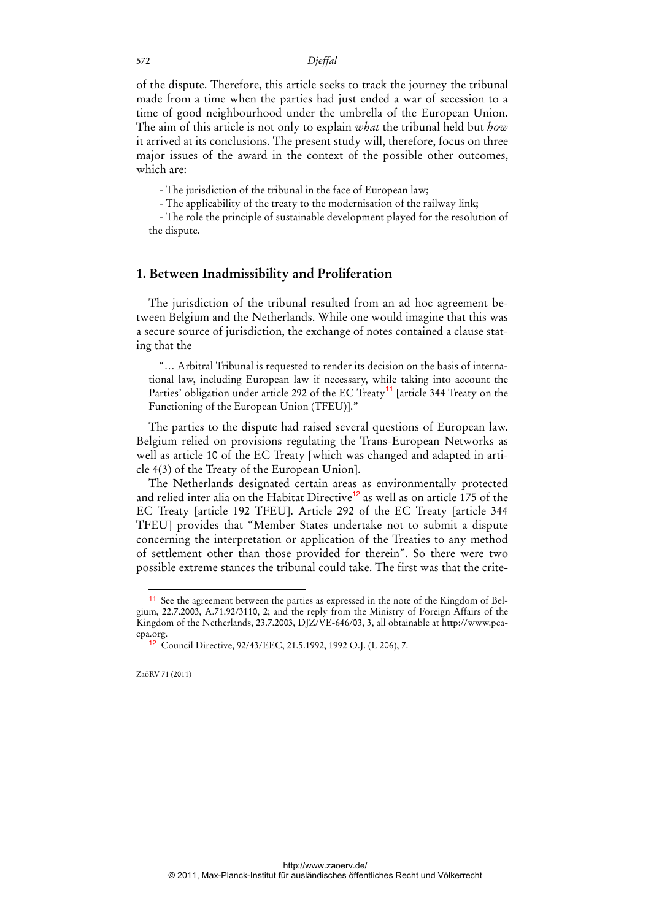of the dispute. Therefore, this article seeks to track the journey the tribunal made from a time when the parties had just ended a war of secession to a time of good neighbourhood under the umbrella of the European Union. The aim of this article is not only to explain *what* the tribunal held but *how* it arrived at its conclusions. The present study will, therefore, focus on three major issues of the award in the context of the possible other outcomes, which are:

- The jurisdiction of the tribunal in the face of European law;
- The applicability of the treaty to the modernisation of the railway link;
- The role the principle of sustainable development played for the resolution of the dispute.

## 1. Between Inadmissibility and Proliferation

The jurisdiction of the tribunal resulted from an ad hoc agreement between Belgium and the Netherlands. While one would imagine that this was a secure source of jurisdiction, the exchange of notes contained a clause stating that the

> "… Arbitral Tribunal is requested to render its decision on the basis of international law, including European law if necessary, while taking into account the Parties' obligation under article 292 of the EC Treaty[11] [article 344 Treaty on the Functioning of the European Union (TFEU)]."

The parties to the dispute had raised several questions of European law. Belgium relied on provisions regulating the Trans-European Networks as well as article 10 of the EC Treaty [which was changed and adapted in article 4(3) of the Treaty of the European Union].

The Netherlands designated certain areas as environmentally protected and relied inter alia on the Habitat Directive[12] as well as on article 175 of the EC Treaty [article 192 TFEU]. Article 292 of the EC Treaty [article 344 TFEU] provides that "Member States undertake not to submit a dispute concerning the interpretation or application of the Treaties to any method of settlement other than those provided for therein". So there were two possible extreme stances the tribunal could take. The first was that the crite-

---

[11] See the agreement between the parties as expressed in the note of the Kingdom of Belgium, 22.7.2003, A.71.92/3110, 2; and the reply from the Ministry of Foreign Affairs of the Kingdom of the Netherlands, 23.7.2003, DJZ/VE-646/03, 3, all obtainable at http://www.pca-cpa.org.

[12] Council Directive, 92/43/EEC, 21.5.1992, 1992 O.J. (L 206), 7.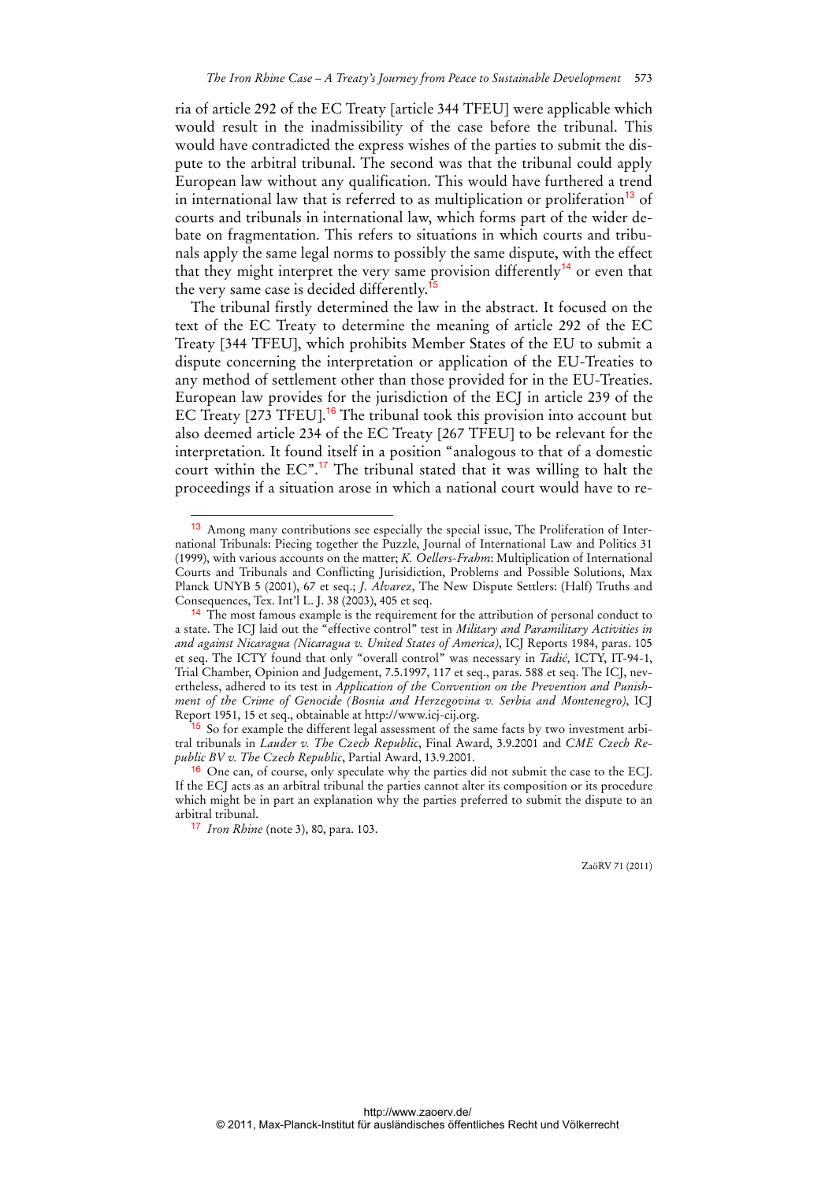ria of article 292 of the EC Treaty [article 344 TFEU] were applicable which would result in the inadmissibility of the case before the tribunal. This would have contradicted the express wishes of the parties to submit the dispute to the arbitral tribunal. The second was that the tribunal could apply European law without any qualification. This would have furthered a trend in international law that is referred to as multiplication or proliferation[13] of courts and tribunals in international law, which forms part of the wider debate on fragmentation. This refers to situations in which courts and tribunals apply the same legal norms to possibly the same dispute, with the effect that they might interpret the very same provision differently[14] or even that the very same case is decided differently.[15]

The tribunal firstly determined the law in the abstract. It focused on the text of the EC Treaty to determine the meaning of article 292 of the EC Treaty [344 TFEU], which prohibits Member States of the EU to submit a dispute concerning the interpretation or application of the EU-Treaties to any method of settlement other than those provided for in the EU-Treaties. European law provides for the jurisdiction of the ECJ in article 239 of the EC Treaty [273 TFEU].[16] The tribunal took this provision into account but also deemed article 234 of the EC Treaty [267 TFEU] to be relevant for the interpretation. It found itself in a position "analogous to that of a domestic court within the EC".[17] The tribunal stated that it was willing to halt the proceedings if a situation arose in which a national court would have to re-

---

[13] Among many contributions see especially the special issue, The Proliferation of International Tribunals: Piecing together the Puzzle, Journal of International Law and Politics 31 (1999), with various accounts on the matter; *K. Oellers-Frahm*: Multiplication of International Courts and Tribunals and Conflicting Jurisidiction, Problems and Possible Solutions, Max Planck UNYB 5 (2001), 67 et seq.; *J. Alvarez*, The New Dispute Settlers: (Half) Truths and Consequences, Tex. Int'l L. J. 38 (2003), 405 et seq.

[14] The most famous example is the requirement for the attribution of personal conduct to a state. The ICJ laid out the "effective control" test in *Military and Paramilitary Activities in and against Nicaragua (Nicaragua v. United States of America)*, ICJ Reports 1984, paras. 105 et seq. The ICTY found that only "overall control" was necessary in *Tadić*, ICTY, IT-94-1, Trial Chamber, Opinion and Judgement, 7.5.1997, 117 et seq., paras. 588 et seq. The ICJ, nevertheless, adhered to its test in *Application of the Convention on the Prevention and Punishment of the Crime of Genocide (Bosnia and Herzegovina v. Serbia and Montenegro)*, ICJ Report 1951, 15 et seq., obtainable at http://www.icj-cij.org.

[15] So for example the different legal assessment of the same facts by two investment arbitral tribunals in *Lauder v. The Czech Republic*, Final Award, 3.9.2001 and *CME Czech Republic BV v. The Czech Republic*, Partial Award, 13.9.2001.

[16] One can, of course, only speculate why the parties did not submit the case to the ECJ. If the ECJ acts as an arbitral tribunal the parties cannot alter its composition or its procedure which might be in part an explanation why the parties preferred to submit the dispute to an arbitral tribunal.

[17] *Iron Rhine* (note 3), 80, para. 103.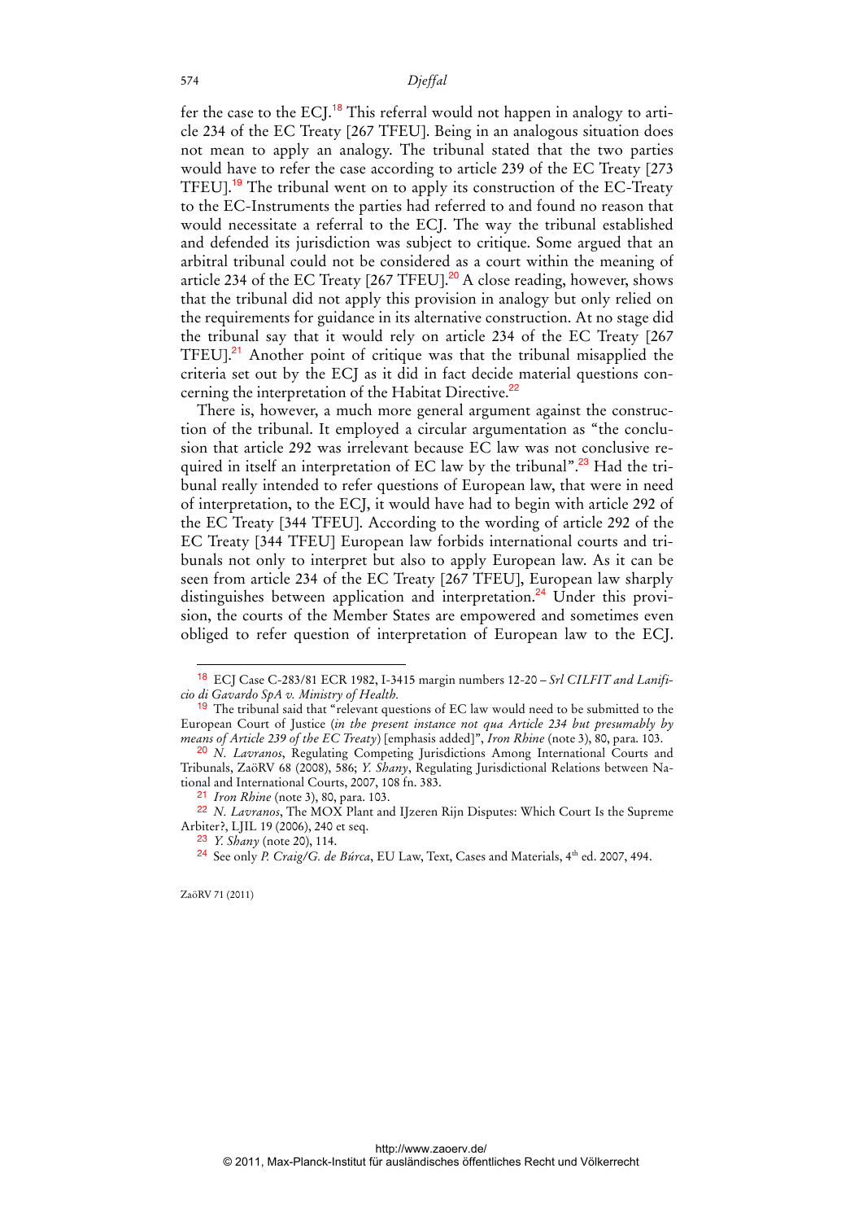fer the case to the ECJ.[18] This referral would not happen in analogy to article 234 of the EC Treaty [267 TFEU]. Being in an analogous situation does not mean to apply an analogy. The tribunal stated that the two parties would have to refer the case according to article 239 of the EC Treaty [273 TFEU].[19] The tribunal went on to apply its construction of the EC-Treaty to the EC-Instruments the parties had referred to and found no reason that would necessitate a referral to the ECJ. The way the tribunal established and defended its jurisdiction was subject to critique. Some argued that an arbitral tribunal could not be considered as a court within the meaning of article 234 of the EC Treaty [267 TFEU].[20] A close reading, however, shows that the tribunal did not apply this provision in analogy but only relied on the requirements for guidance in its alternative construction. At no stage did the tribunal say that it would rely on article 234 of the EC Treaty [267 TFEU].[21] Another point of critique was that the tribunal misapplied the criteria set out by the ECJ as it did in fact decide material questions concerning the interpretation of the Habitat Directive.[22]

There is, however, a much more general argument against the construction of the tribunal. It employed a circular argumentation as "the conclusion that article 292 was irrelevant because EC law was not conclusive required in itself an interpretation of EC law by the tribunal".[23] Had the tribunal really intended to refer questions of European law, that were in need of interpretation, to the ECJ, it would have had to begin with article 292 of the EC Treaty [344 TFEU]. According to the wording of article 292 of the EC Treaty [344 TFEU] European law forbids international courts and tribunals not only to interpret but also to apply European law. As it can be seen from article 234 of the EC Treaty [267 TFEU], European law sharply distinguishes between application and interpretation.[24] Under this provision, the courts of the Member States are empowered and sometimes even obliged to refer question of interpretation of European law to the ECJ.

---

[18] ECJ Case C-283/81 ECR 1982, I-3415 margin numbers 12-20 – *Srl CILFIT and Lanificio di Gavardo SpA v. Ministry of Health.*

[19] The tribunal said that "relevant questions of EC law would need to be submitted to the European Court of Justice (*in the present instance not qua Article 234 but presumably by means of Article 239 of the EC Treaty*) [emphasis added]", *Iron Rhine* (note 3), 80, para. 103.

[20] *N. Lavranos*, Regulating Competing Jurisdictions Among International Courts and Tribunals, ZaöRV 68 (2008), 586; *Y. Shany*, Regulating Jurisdictional Relations between National and International Courts, 2007, 108 fn. 383.

[21] *Iron Rhine* (note 3), 80, para. 103.

[22] *N. Lavranos*, The MOX Plant and IJzeren Rijn Disputes: Which Court Is the Supreme Arbiter?, LJIL 19 (2006), 240 et seq.

[23] *Y. Shany* (note 20), 114.

[24] See only *P. Craig/G. de Búrca*, EU Law, Text, Cases and Materials, 4th ed. 2007, 494.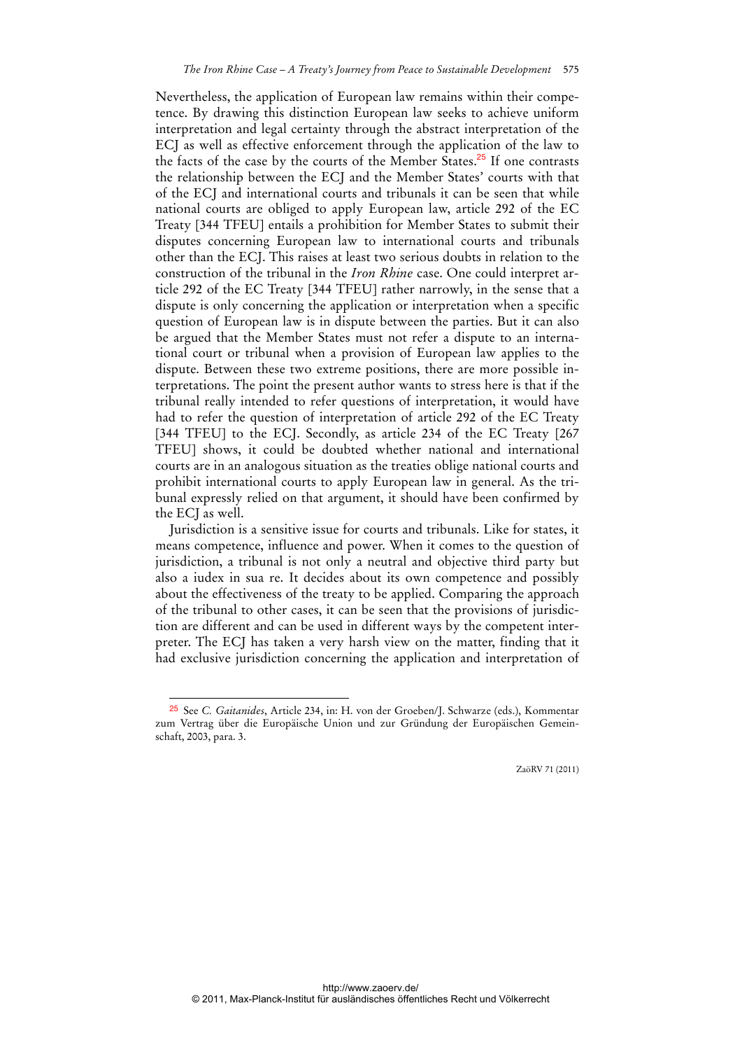Nevertheless, the application of European law remains within their competence. By drawing this distinction European law seeks to achieve uniform interpretation and legal certainty through the abstract interpretation of the ECJ as well as effective enforcement through the application of the law to the facts of the case by the courts of the Member States.[25] If one contrasts the relationship between the ECJ and the Member States' courts with that of the ECJ and international courts and tribunals it can be seen that while national courts are obliged to apply European law, article 292 of the EC Treaty [344 TFEU] entails a prohibition for Member States to submit their disputes concerning European law to international courts and tribunals other than the ECJ. This raises at least two serious doubts in relation to the construction of the tribunal in the *Iron Rhine* case. One could interpret article 292 of the EC Treaty [344 TFEU] rather narrowly, in the sense that a dispute is only concerning the application or interpretation when a specific question of European law is in dispute between the parties. But it can also be argued that the Member States must not refer a dispute to an international court or tribunal when a provision of European law applies to the dispute. Between these two extreme positions, there are more possible interpretations. The point the present author wants to stress here is that if the tribunal really intended to refer questions of interpretation, it would have had to refer the question of interpretation of article 292 of the EC Treaty [344 TFEU] to the ECJ. Secondly, as article 234 of the EC Treaty [267 TFEU] shows, it could be doubted whether national and international courts are in an analogous situation as the treaties oblige national courts and prohibit international courts to apply European law in general. As the tribunal expressly relied on that argument, it should have been confirmed by the ECJ as well.

Jurisdiction is a sensitive issue for courts and tribunals. Like for states, it means competence, influence and power. When it comes to the question of jurisdiction, a tribunal is not only a neutral and objective third party but also a iudex in sua re. It decides about its own competence and possibly about the effectiveness of the treaty to be applied. Comparing the approach of the tribunal to other cases, it can be seen that the provisions of jurisdiction are different and can be used in different ways by the competent interpreter. The ECJ has taken a very harsh view on the matter, finding that it had exclusive jurisdiction concerning the application and interpretation of

---

[25] See *C. Gaitanides*, Article 234, in: H. von der Groeben/J. Schwarze (eds.), Kommentar zum Vertrag über die Europäische Union und zur Gründung der Europäischen Gemeinschaft, 2003, para. 3.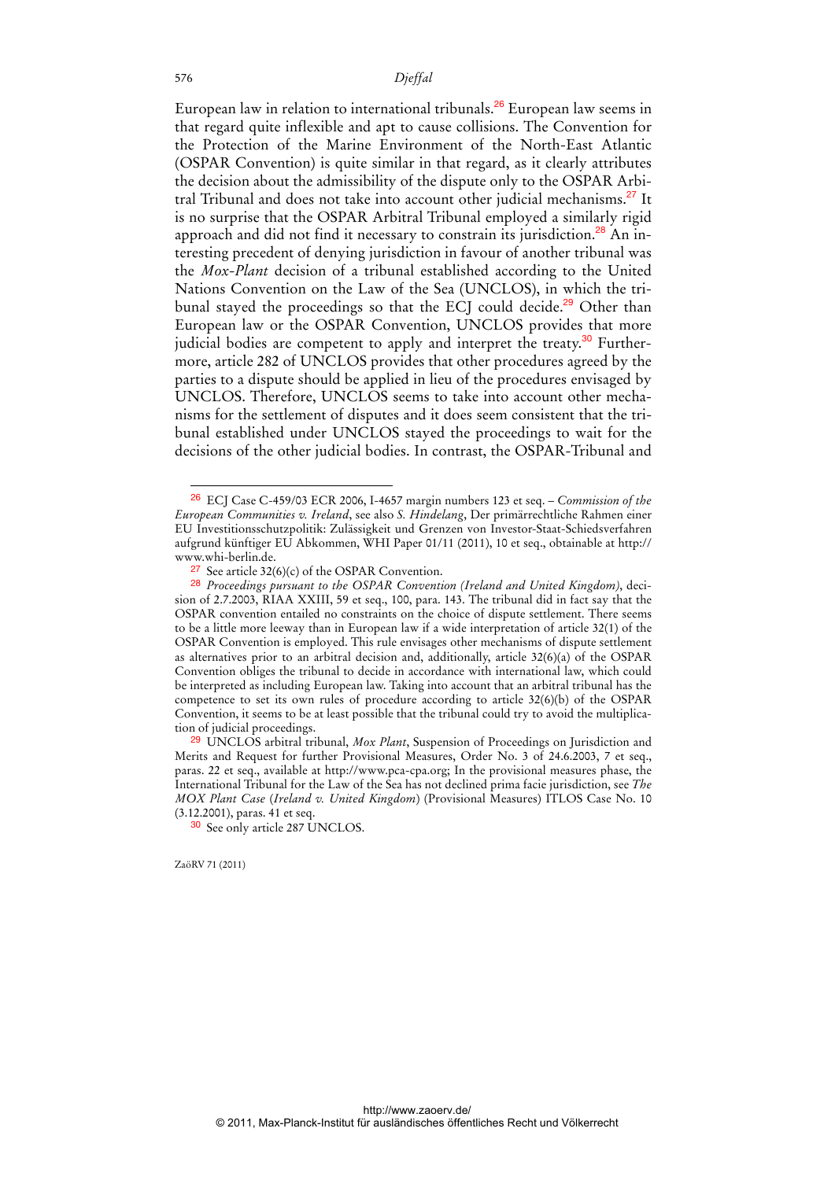European law in relation to international tribunals.[26] European law seems in that regard quite inflexible and apt to cause collisions. The Convention for the Protection of the Marine Environment of the North-East Atlantic (OSPAR Convention) is quite similar in that regard, as it clearly attributes the decision about the admissibility of the dispute only to the OSPAR Arbitral Tribunal and does not take into account other judicial mechanisms.[27] It is no surprise that the OSPAR Arbitral Tribunal employed a similarly rigid approach and did not find it necessary to constrain its jurisdiction.[28] An interesting precedent of denying jurisdiction in favour of another tribunal was the *Mox-Plant* decision of a tribunal established according to the United Nations Convention on the Law of the Sea (UNCLOS), in which the tribunal stayed the proceedings so that the ECJ could decide.[29] Other than European law or the OSPAR Convention, UNCLOS provides that more judicial bodies are competent to apply and interpret the treaty.[30] Furthermore, article 282 of UNCLOS provides that other procedures agreed by the parties to a dispute should be applied in lieu of the procedures envisaged by UNCLOS. Therefore, UNCLOS seems to take into account other mechanisms for the settlement of disputes and it does seem consistent that the tribunal established under UNCLOS stayed the proceedings to wait for the decisions of the other judicial bodies. In contrast, the OSPAR-Tribunal and

---

[26] ECJ Case C-459/03 ECR 2006, I-4657 margin numbers 123 et seq. – *Commission of the European Communities v. Ireland*, see also *S. Hindelang*, Der primärrechtliche Rahmen einer EU Investitionsschutzpolitik: Zulässigkeit und Grenzen von Investor-Staat-Schiedsverfahren aufgrund künftiger EU Abkommen, WHI Paper 01/11 (2011), 10 et seq., obtainable at http://www.whi-berlin.de.

[27] See article 32(6)(c) of the OSPAR Convention.

[28] *Proceedings pursuant to the OSPAR Convention (Ireland and United Kingdom)*, decision of 2.7.2003, RIAA XXIII, 59 et seq., 100, para. 143. The tribunal did in fact say that the OSPAR convention entailed no constraints on the choice of dispute settlement. There seems to be a little more leeway than in European law if a wide interpretation of article 32(1) of the OSPAR Convention is employed. This rule envisages other mechanisms of dispute settlement as alternatives prior to an arbitral decision and, additionally, article 32(6)(a) of the OSPAR Convention obliges the tribunal to decide in accordance with international law, which could be interpreted as including European law. Taking into account that an arbitral tribunal has the competence to set its own rules of procedure according to article 32(6)(b) of the OSPAR Convention, it seems to be at least possible that the tribunal could try to avoid the multiplication of judicial proceedings.

[29] UNCLOS arbitral tribunal, *Mox Plant*, Suspension of Proceedings on Jurisdiction and Merits and Request for further Provisional Measures, Order No. 3 of 24.6.2003, 7 et seq., paras. 22 et seq., available at http://www.pca-cpa.org; In the provisional measures phase, the International Tribunal for the Law of the Sea has not declined prima facie jurisdiction, see *The MOX Plant Case* (*Ireland v. United Kingdom*) (Provisional Measures) ITLOS Case No. 10 (3.12.2001), paras. 41 et seq.

[30] See only article 287 UNCLOS.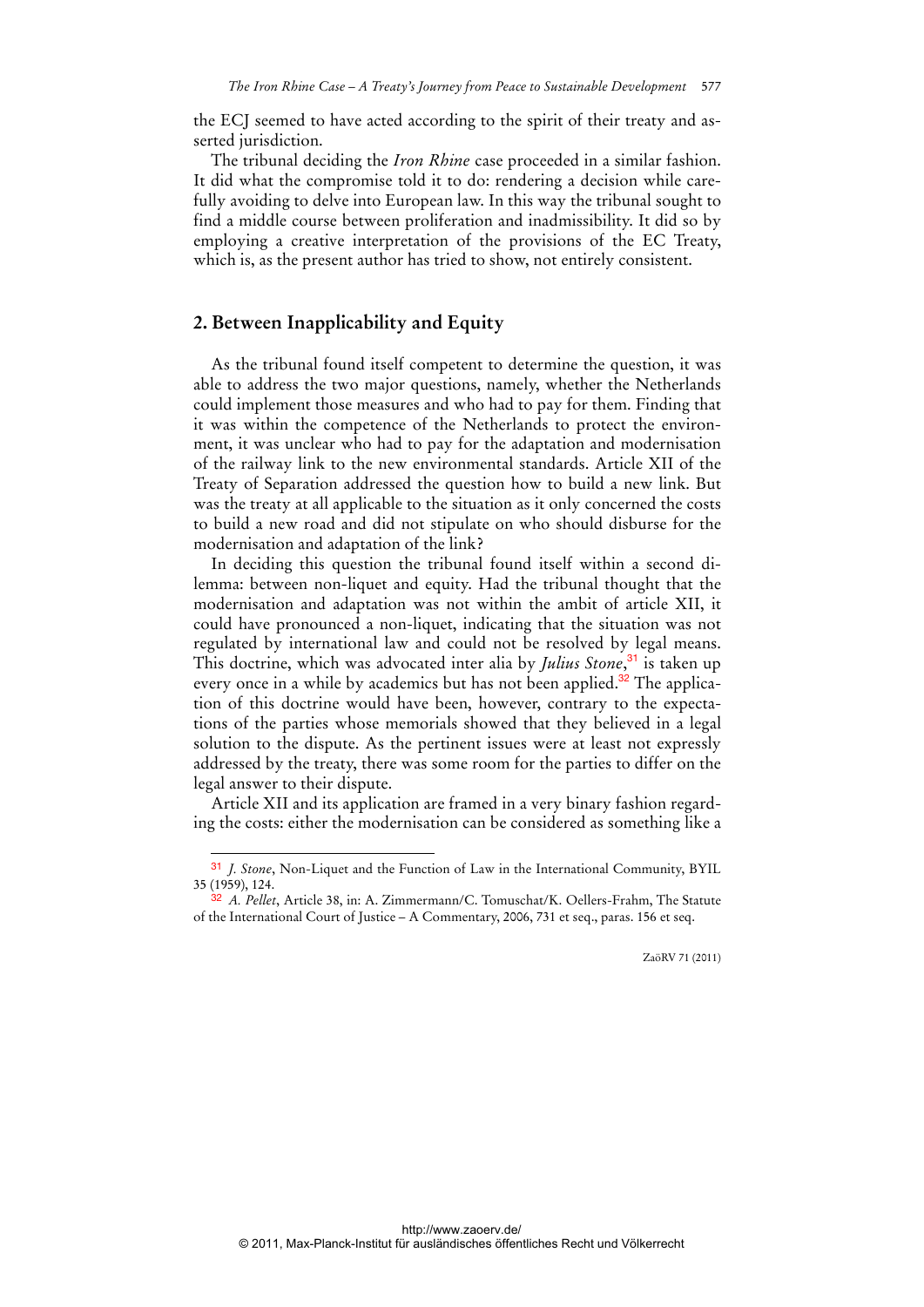the ECJ seemed to have acted according to the spirit of their treaty and asserted jurisdiction.

The tribunal deciding the *Iron Rhine* case proceeded in a similar fashion. It did what the compromise told it to do: rendering a decision while carefully avoiding to delve into European law. In this way the tribunal sought to find a middle course between proliferation and inadmissibility. It did so by employing a creative interpretation of the provisions of the EC Treaty, which is, as the present author has tried to show, not entirely consistent.

## 2. Between Inapplicability and Equity

As the tribunal found itself competent to determine the question, it was able to address the two major questions, namely, whether the Netherlands could implement those measures and who had to pay for them. Finding that it was within the competence of the Netherlands to protect the environment, it was unclear who had to pay for the adaptation and modernisation of the railway link to the new environmental standards. Article XII of the Treaty of Separation addressed the question how to build a new link. But was the treaty at all applicable to the situation as it only concerned the costs to build a new road and did not stipulate on who should disburse for the modernisation and adaptation of the link?

In deciding this question the tribunal found itself within a second dilemma: between non-liquet and equity. Had the tribunal thought that the modernisation and adaptation was not within the ambit of article XII, it could have pronounced a non-liquet, indicating that the situation was not regulated by international law and could not be resolved by legal means. This doctrine, which was advocated inter alia by *Julius Stone*,[31] is taken up every once in a while by academics but has not been applied.[32] The application of this doctrine would have been, however, contrary to the expectations of the parties whose memorials showed that they believed in a legal solution to the dispute. As the pertinent issues were at least not expressly addressed by the treaty, there was some room for the parties to differ on the legal answer to their dispute.

Article XII and its application are framed in a very binary fashion regarding the costs: either the modernisation can be considered as something like a

---

[31] *J. Stone*, Non-Liquet and the Function of Law in the International Community, BYIL 35 (1959), 124.

[32] *A. Pellet*, Article 38, in: A. Zimmermann/C. Tomuschat/K. Oellers-Frahm, The Statute of the International Court of Justice – A Commentary, 2006, 731 et seq., paras. 156 et seq.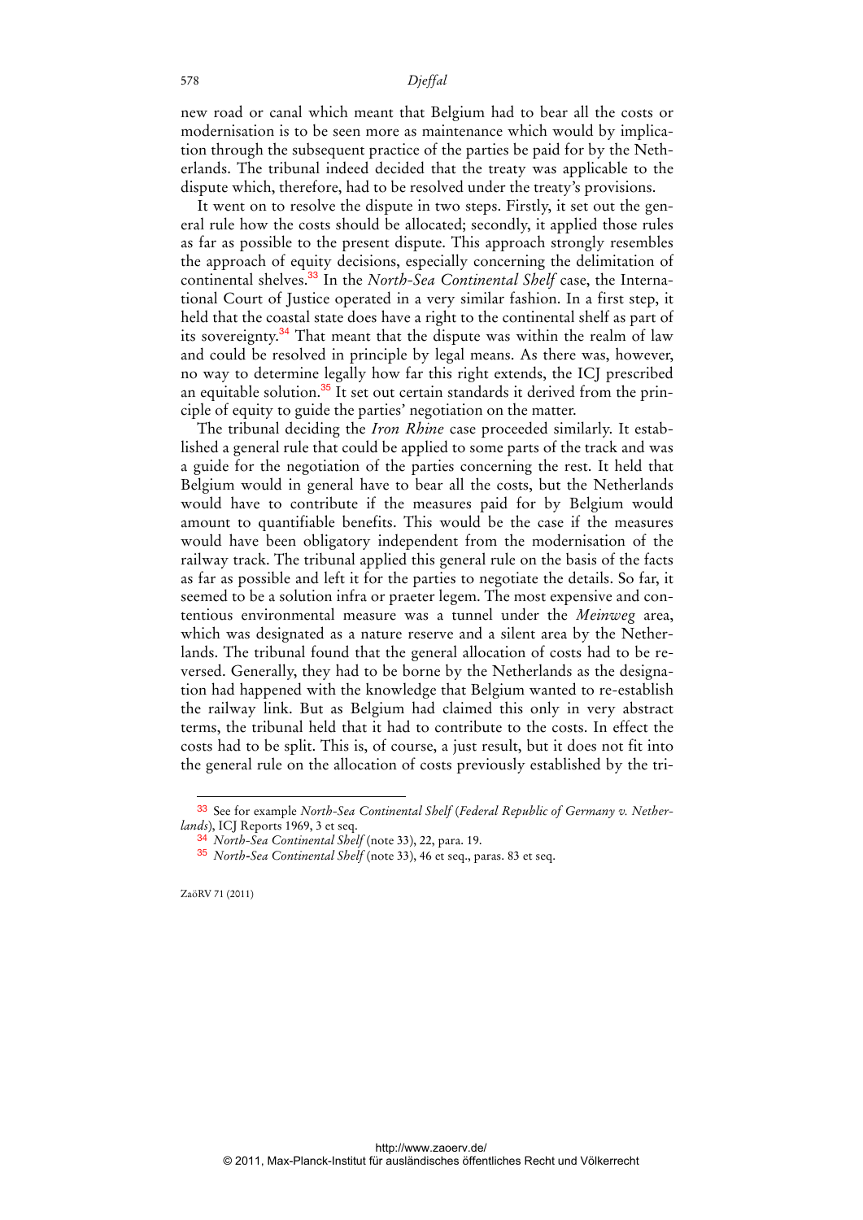new road or canal which meant that Belgium had to bear all the costs or modernisation is to be seen more as maintenance which would by implication through the subsequent practice of the parties be paid for by the Netherlands. The tribunal indeed decided that the treaty was applicable to the dispute which, therefore, had to be resolved under the treaty's provisions.

It went on to resolve the dispute in two steps. Firstly, it set out the general rule how the costs should be allocated; secondly, it applied those rules as far as possible to the present dispute. This approach strongly resembles the approach of equity decisions, especially concerning the delimitation of continental shelves.[33] In the *North-Sea Continental Shelf* case, the International Court of Justice operated in a very similar fashion. In a first step, it held that the coastal state does have a right to the continental shelf as part of its sovereignty.[34] That meant that the dispute was within the realm of law and could be resolved in principle by legal means. As there was, however, no way to determine legally how far this right extends, the ICJ prescribed an equitable solution.[35] It set out certain standards it derived from the principle of equity to guide the parties' negotiation on the matter.

The tribunal deciding the *Iron Rhine* case proceeded similarly. It established a general rule that could be applied to some parts of the track and was a guide for the negotiation of the parties concerning the rest. It held that Belgium would in general have to bear all the costs, but the Netherlands would have to contribute if the measures paid for by Belgium would amount to quantifiable benefits. This would be the case if the measures would have been obligatory independent from the modernisation of the railway track. The tribunal applied this general rule on the basis of the facts as far as possible and left it for the parties to negotiate the details. So far, it seemed to be a solution infra or praeter legem. The most expensive and contentious environmental measure was a tunnel under the *Meinweg* area, which was designated as a nature reserve and a silent area by the Netherlands. The tribunal found that the general allocation of costs had to be reversed. Generally, they had to be borne by the Netherlands as the designation had happened with the knowledge that Belgium wanted to re-establish the railway link. But as Belgium had claimed this only in very abstract terms, the tribunal held that it had to contribute to the costs. In effect the costs had to be split. This is, of course, a just result, but it does not fit into the general rule on the allocation of costs previously established by the tri-

---

[33] See for example *North-Sea Continental Shelf* (*Federal Republic of Germany v. Netherlands*), ICJ Reports 1969, 3 et seq.

[34] *North-Sea Continental Shelf* (note 33), 22, para. 19.

[35] *North-Sea Continental Shelf* (note 33), 46 et seq., paras. 83 et seq.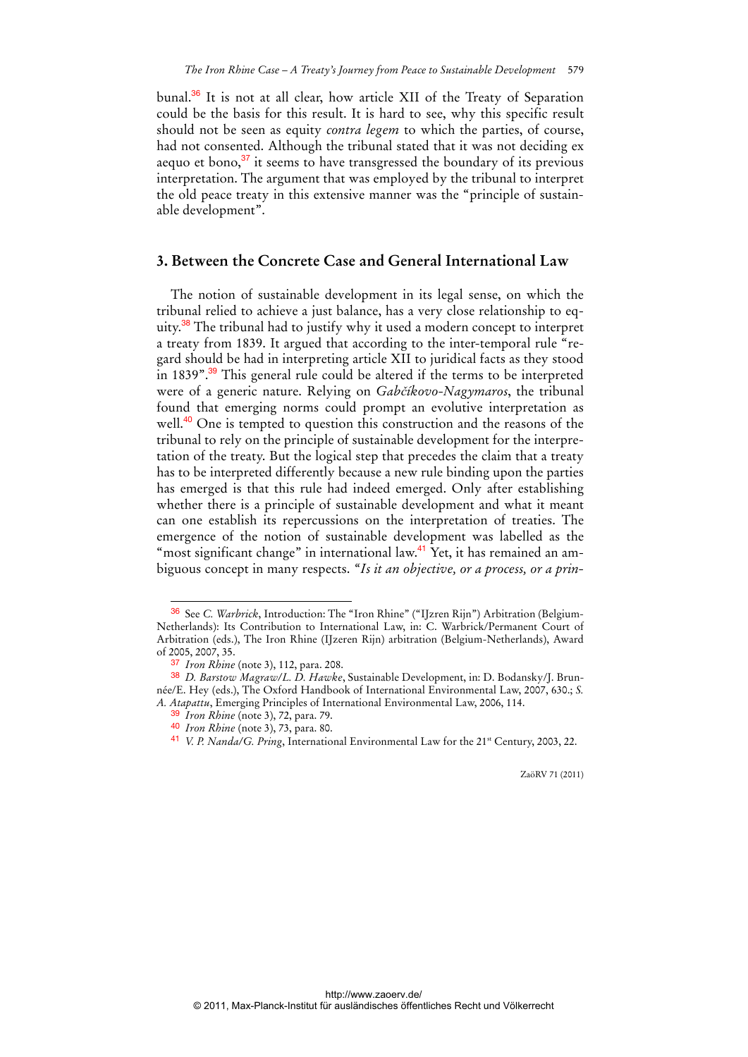bunal.[36] It is not at all clear, how article XII of the Treaty of Separation could be the basis for this result. It is hard to see, why this specific result should not be seen as equity *contra legem* to which the parties, of course, had not consented. Although the tribunal stated that it was not deciding ex aequo et bono,[37] it seems to have transgressed the boundary of its previous interpretation. The argument that was employed by the tribunal to interpret the old peace treaty in this extensive manner was the "principle of sustainable development".

## 3. Between the Concrete Case and General International Law

The notion of sustainable development in its legal sense, on which the tribunal relied to achieve a just balance, has a very close relationship to equity.[38] The tribunal had to justify why it used a modern concept to interpret a treaty from 1839. It argued that according to the inter-temporal rule "regard should be had in interpreting article XII to juridical facts as they stood in 1839".[39] This general rule could be altered if the terms to be interpreted were of a generic nature. Relying on *Gabčíkovo-Nagymaros*, the tribunal found that emerging norms could prompt an evolutive interpretation as well.[40] One is tempted to question this construction and the reasons of the tribunal to rely on the principle of sustainable development for the interpretation of the treaty. But the logical step that precedes the claim that a treaty has to be interpreted differently because a new rule binding upon the parties has emerged is that this rule had indeed emerged. Only after establishing whether there is a principle of sustainable development and what it meant can one establish its repercussions on the interpretation of treaties. The emergence of the notion of sustainable development was labelled as the "most significant change" in international law.[41] Yet, it has remained an ambiguous concept in many respects. "*Is it an objective, or a process, or a prin-*

---

[36] See *C. Warbrick*, Introduction: The "Iron Rhine" ("IJzren Rijn") Arbitration (Belgium-Netherlands): Its Contribution to International Law, in: C. Warbrick/Permanent Court of Arbitration (eds.), The Iron Rhine (IJzeren Rijn) arbitration (Belgium-Netherlands), Award of 2005, 2007, 35.

[37] *Iron Rhine* (note 3), 112, para. 208.

[38] *D. Barstow Magraw/L. D. Hawke*, Sustainable Development, in: D. Bodansky/J. Brunnée/E. Hey (eds.), The Oxford Handbook of International Environmental Law, 2007, 630.; *S. A. Atapattu*, Emerging Principles of International Environmental Law, 2006, 114.

[39] *Iron Rhine* (note 3), 72, para. 79.

[40] *Iron Rhine* (note 3), 73, para. 80.

[41] *V. P. Nanda/G. Pring*, International Environmental Law for the 21st Century, 2003, 22.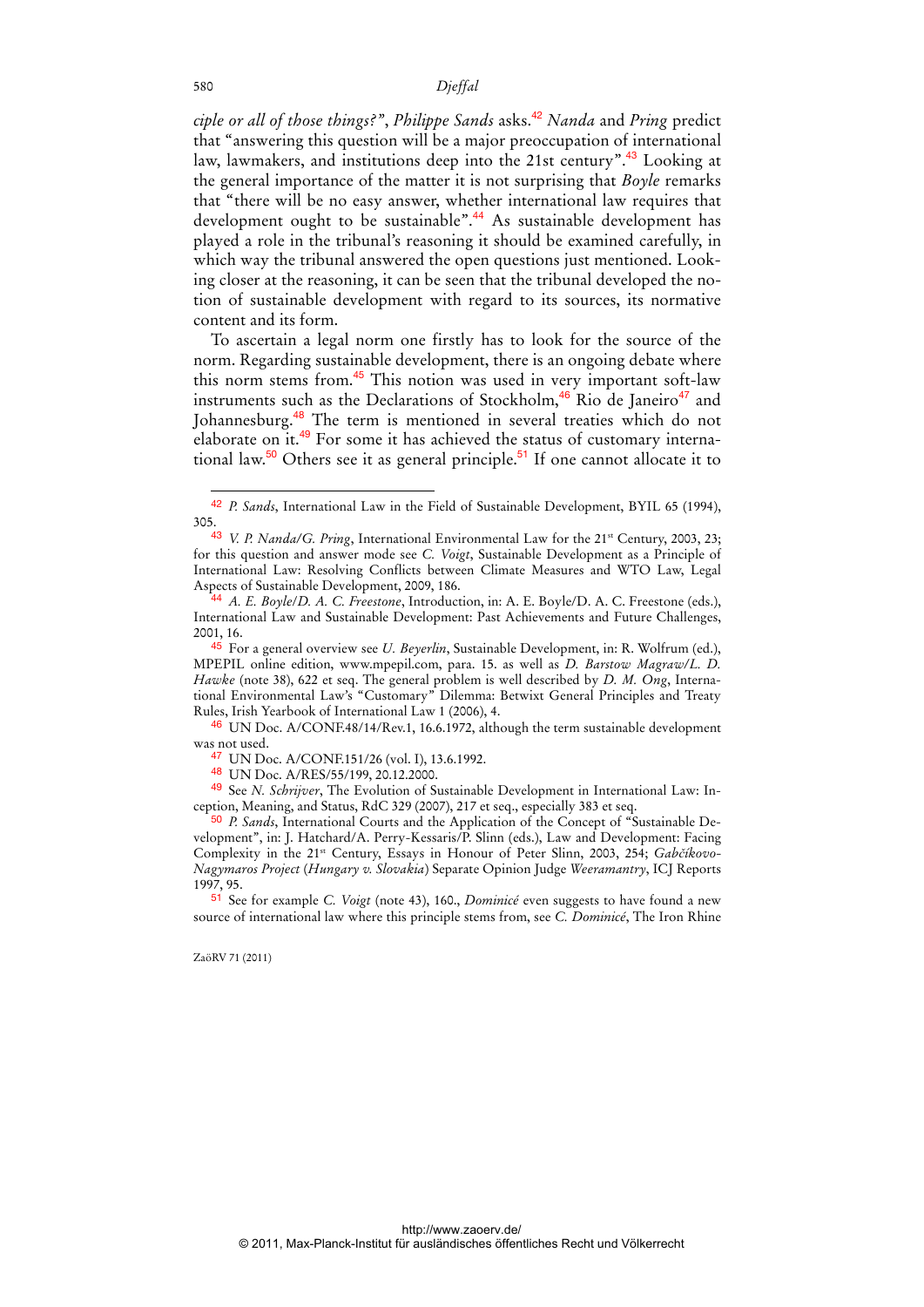*ciple or all of those things?"*, *Philippe Sands* asks.[42] *Nanda* and *Pring* predict that "answering this question will be a major preoccupation of international law, lawmakers, and institutions deep into the 21st century".[43] Looking at the general importance of the matter it is not surprising that *Boyle* remarks that "there will be no easy answer, whether international law requires that development ought to be sustainable".[44] As sustainable development has played a role in the tribunal's reasoning it should be examined carefully, in which way the tribunal answered the open questions just mentioned. Looking closer at the reasoning, it can be seen that the tribunal developed the notion of sustainable development with regard to its sources, its normative content and its form.

To ascertain a legal norm one firstly has to look for the source of the norm. Regarding sustainable development, there is an ongoing debate where this norm stems from.[45] This notion was used in very important soft-law instruments such as the Declarations of Stockholm,[46] Rio de Janeiro[47] and Johannesburg.[48] The term is mentioned in several treaties which do not elaborate on it.[49] For some it has achieved the status of customary international law.[50] Others see it as general principle.[51] If one cannot allocate it to

---

[42] *P. Sands*, International Law in the Field of Sustainable Development, BYIL 65 (1994), 305.

[43] *V. P. Nanda/G. Pring*, International Environmental Law for the 21st Century, 2003, 23; for this question and answer mode see *C. Voigt*, Sustainable Development as a Principle of International Law: Resolving Conflicts between Climate Measures and WTO Law, Legal Aspects of Sustainable Development, 2009, 186.

[44] *A. E. Boyle/D. A. C. Freestone*, Introduction, in: A. E. Boyle/D. A. C. Freestone (eds.), International Law and Sustainable Development: Past Achievements and Future Challenges, 2001, 16.

[45] For a general overview see *U. Beyerlin*, Sustainable Development, in: R. Wolfrum (ed.), MPEPIL online edition, www.mpepil.com, para. 15. as well as *D. Barstow Magraw/L. D. Hawke* (note 38), 622 et seq. The general problem is well described by *D. M. Ong*, International Environmental Law's "Customary" Dilemma: Betwixt General Principles and Treaty Rules, Irish Yearbook of International Law 1 (2006), 4.

[46] UN Doc. A/CONF.48/14/Rev.1, 16.6.1972, although the term sustainable development was not used.

[47] UN Doc. A/CONF.151/26 (vol. I), 13.6.1992.

[48] UN Doc. A/RES/55/199, 20.12.2000.

[49] See *N. Schrijver*, The Evolution of Sustainable Development in International Law: Inception, Meaning, and Status, RdC 329 (2007), 217 et seq., especially 383 et seq.

[50] *P. Sands*, International Courts and the Application of the Concept of "Sustainable Development", in: J. Hatchard/A. Perry-Kessaris/P. Slinn (eds.), Law and Development: Facing Complexity in the 21st Century, Essays in Honour of Peter Slinn, 2003, 254; *Gabčíkovo-Nagymaros Project* (*Hungary v. Slovakia*) Separate Opinion Judge *Weeramantry*, ICJ Reports 1997, 95.

[51] See for example *C. Voigt* (note 43), 160., *Dominicé* even suggests to have found a new source of international law where this principle stems from, see *C. Dominicé*, The Iron Rhine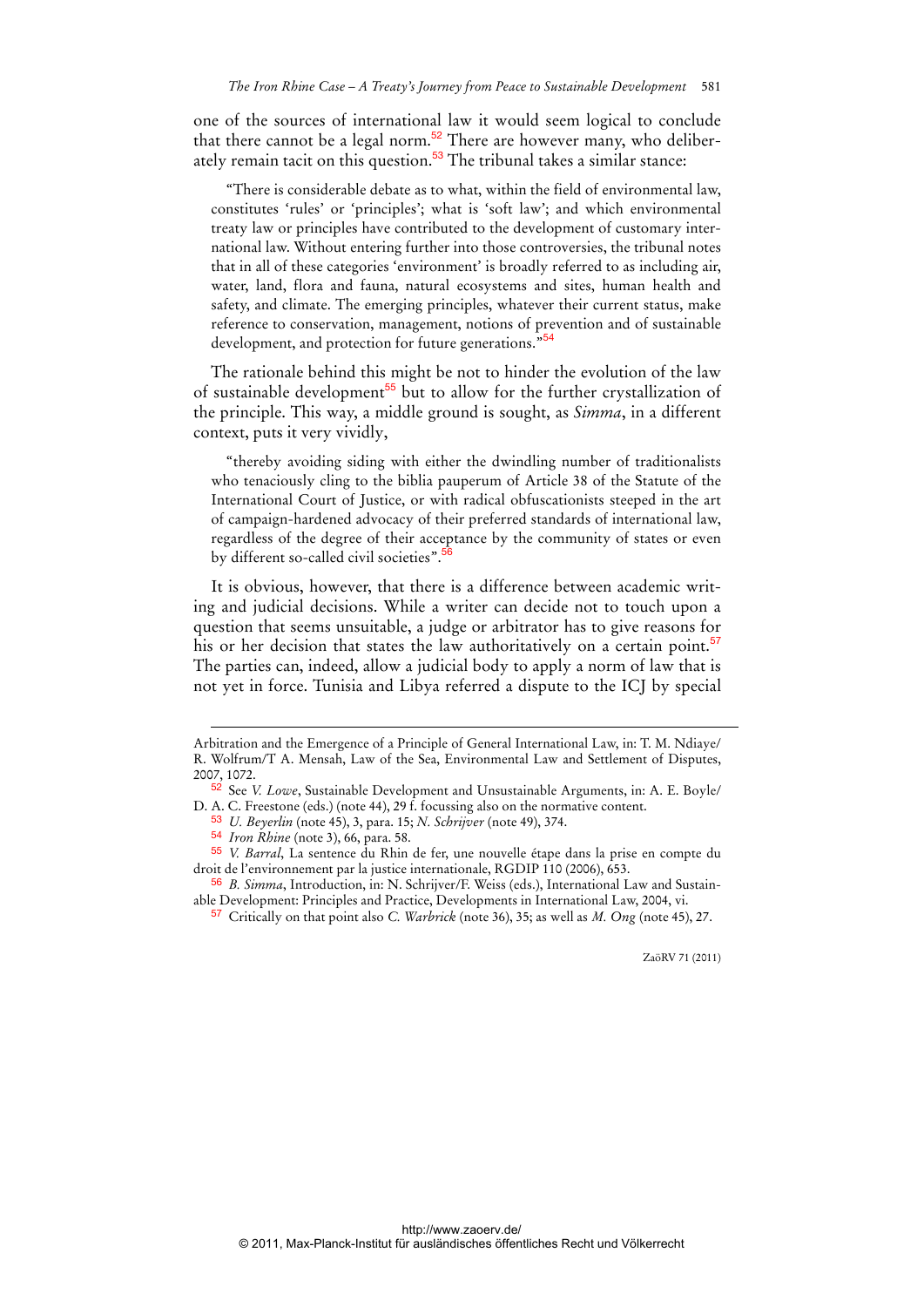one of the sources of international law it would seem logical to conclude that there cannot be a legal norm.[52] There are however many, who deliberately remain tacit on this question.[53] The tribunal takes a similar stance:

> "There is considerable debate as to what, within the field of environmental law, constitutes 'rules' or 'principles'; what is 'soft law'; and which environmental treaty law or principles have contributed to the development of customary international law. Without entering further into those controversies, the tribunal notes that in all of these categories 'environment' is broadly referred to as including air, water, land, flora and fauna, natural ecosystems and sites, human health and safety, and climate. The emerging principles, whatever their current status, make reference to conservation, management, notions of prevention and of sustainable development, and protection for future generations."[54]

The rationale behind this might be not to hinder the evolution of the law of sustainable development[55] but to allow for the further crystallization of the principle. This way, a middle ground is sought, as *Simma*, in a different context, puts it very vividly,

> "thereby avoiding siding with either the dwindling number of traditionalists who tenaciously cling to the biblia pauperum of Article 38 of the Statute of the International Court of Justice, or with radical obfuscationists steeped in the art of campaign-hardened advocacy of their preferred standards of international law, regardless of the degree of their acceptance by the community of states or even by different so-called civil societies".[56]

It is obvious, however, that there is a difference between academic writing and judicial decisions. While a writer can decide not to touch upon a question that seems unsuitable, a judge or arbitrator has to give reasons for his or her decision that states the law authoritatively on a certain point.[57] The parties can, indeed, allow a judicial body to apply a norm of law that is not yet in force. Tunisia and Libya referred a dispute to the ICJ by special

---

Arbitration and the Emergence of a Principle of General International Law, in: T. M. Ndiaye/ R. Wolfrum/T A. Mensah, Law of the Sea, Environmental Law and Settlement of Disputes, 2007, 1072.

[52] See *V. Lowe*, Sustainable Development and Unsustainable Arguments, in: A. E. Boyle/ D. A. C. Freestone (eds.) (note 44), 29 f. focussing also on the normative content.

[53] *U. Beyerlin* (note 45), 3, para. 15; *N. Schrijver* (note 49), 374.

[54] *Iron Rhine* (note 3), 66, para. 58.

[55] *V. Barral*, La sentence du Rhin de fer, une nouvelle étape dans la prise en compte du droit de l'environnement par la justice internationale, RGDIP 110 (2006), 653.

[56] *B. Simma*, Introduction, in: N. Schrijver/F. Weiss (eds.), International Law and Sustainable Development: Principles and Practice, Developments in International Law, 2004, vi.

[57] Critically on that point also *C. Warbrick* (note 36), 35; as well as *M. Ong* (note 45), 27.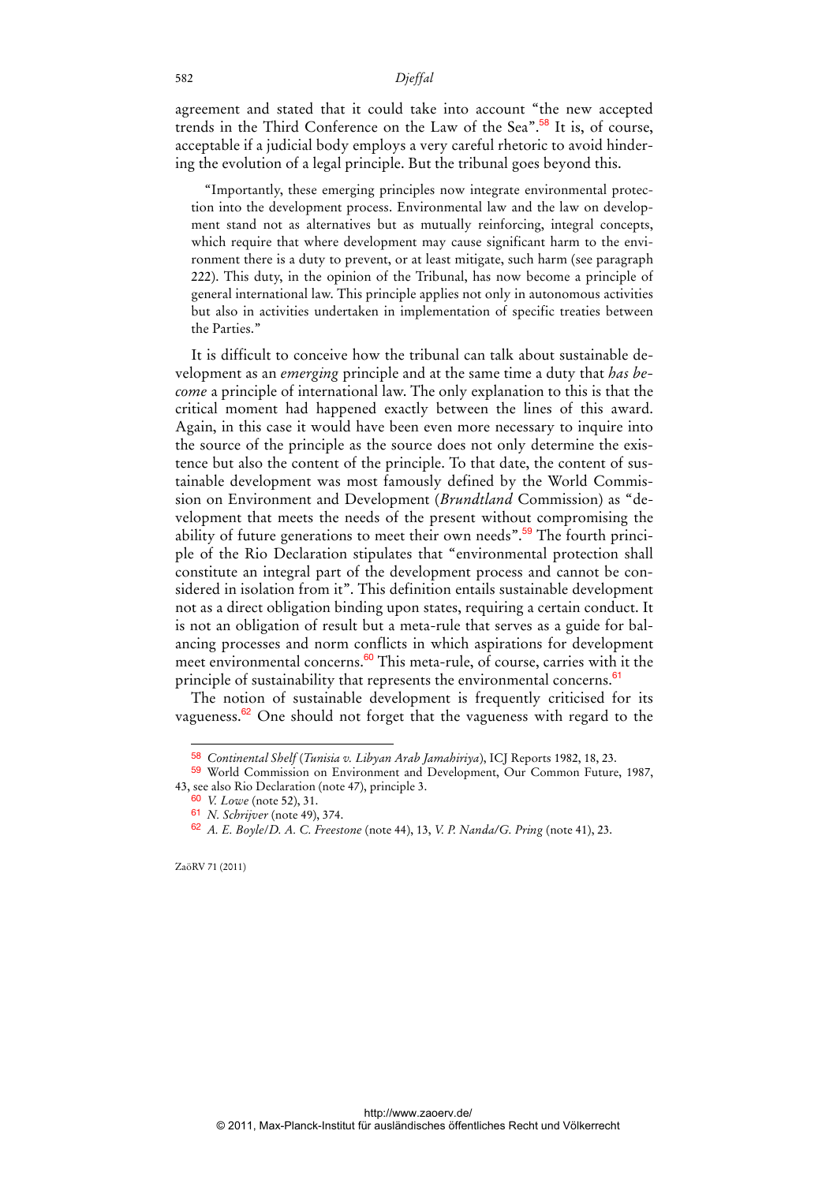agreement and stated that it could take into account "the new accepted trends in the Third Conference on the Law of the Sea".[58] It is, of course, acceptable if a judicial body employs a very careful rhetoric to avoid hindering the evolution of a legal principle. But the tribunal goes beyond this.

> "Importantly, these emerging principles now integrate environmental protection into the development process. Environmental law and the law on development stand not as alternatives but as mutually reinforcing, integral concepts, which require that where development may cause significant harm to the environment there is a duty to prevent, or at least mitigate, such harm (see paragraph 222). This duty, in the opinion of the Tribunal, has now become a principle of general international law. This principle applies not only in autonomous activities but also in activities undertaken in implementation of specific treaties between the Parties."

It is difficult to conceive how the tribunal can talk about sustainable development as an *emerging* principle and at the same time a duty that *has become* a principle of international law. The only explanation to this is that the critical moment had happened exactly between the lines of this award. Again, in this case it would have been even more necessary to inquire into the source of the principle as the source does not only determine the existence but also the content of the principle. To that date, the content of sustainable development was most famously defined by the World Commission on Environment and Development (*Brundtland* Commission) as "development that meets the needs of the present without compromising the ability of future generations to meet their own needs".[59] The fourth principle of the Rio Declaration stipulates that "environmental protection shall constitute an integral part of the development process and cannot be considered in isolation from it". This definition entails sustainable development not as a direct obligation binding upon states, requiring a certain conduct. It is not an obligation of result but a meta-rule that serves as a guide for balancing processes and norm conflicts in which aspirations for development meet environmental concerns.[60] This meta-rule, of course, carries with it the principle of sustainability that represents the environmental concerns.[61]

The notion of sustainable development is frequently criticised for its vagueness.[62] One should not forget that the vagueness with regard to the

---

[58] *Continental Shelf* (*Tunisia v. Libyan Arab Jamahiriya*), ICJ Reports 1982, 18, 23.

[59] World Commission on Environment and Development, Our Common Future, 1987, 43, see also Rio Declaration (note 47), principle 3.

[60] *V. Lowe* (note 52), 31.

[61] *N. Schrijver* (note 49), 374.

[62] *A. E. Boyle/D. A. C. Freestone* (note 44), 13, *V. P. Nanda/G. Pring* (note 41), 23.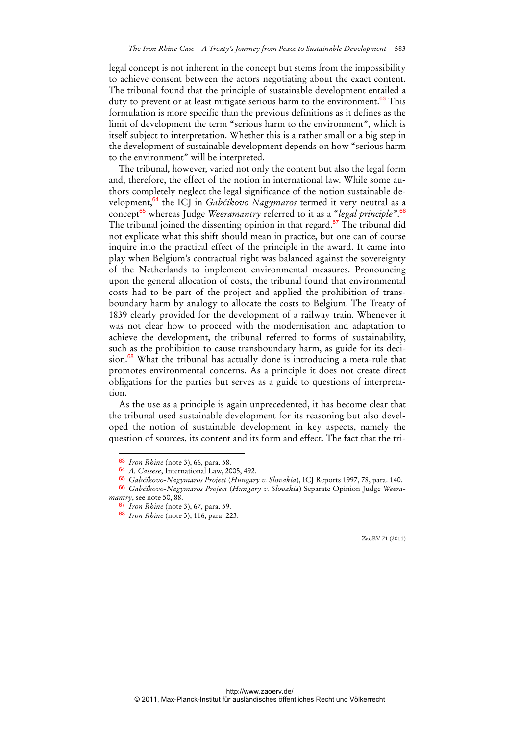legal concept is not inherent in the concept but stems from the impossibility to achieve consent between the actors negotiating about the exact content. The tribunal found that the principle of sustainable development entailed a duty to prevent or at least mitigate serious harm to the environment.[63] This formulation is more specific than the previous definitions as it defines as the limit of development the term "serious harm to the environment", which is itself subject to interpretation. Whether this is a rather small or a big step in the development of sustainable development depends on how "serious harm to the environment" will be interpreted.

The tribunal, however, varied not only the content but also the legal form and, therefore, the effect of the notion in international law. While some authors completely neglect the legal significance of the notion sustainable development,[64] the ICJ in *Gabčíkovo Nagymaros* termed it very neutral as a concept[65] whereas Judge *Weeramantry* referred to it as a "*legal principle*".[66] The tribunal joined the dissenting opinion in that regard.[67] The tribunal did not explicate what this shift should mean in practice, but one can of course inquire into the practical effect of the principle in the award. It came into play when Belgium's contractual right was balanced against the sovereignty of the Netherlands to implement environmental measures. Pronouncing upon the general allocation of costs, the tribunal found that environmental costs had to be part of the project and applied the prohibition of transboundary harm by analogy to allocate the costs to Belgium. The Treaty of 1839 clearly provided for the development of a railway train. Whenever it was not clear how to proceed with the modernisation and adaptation to achieve the development, the tribunal referred to forms of sustainability, such as the prohibition to cause transboundary harm, as guide for its decision.[68] What the tribunal has actually done is introducing a meta-rule that promotes environmental concerns. As a principle it does not create direct obligations for the parties but serves as a guide to questions of interpretation.

As the use as a principle is again unprecedented, it has become clear that the tribunal used sustainable development for its reasoning but also developed the notion of sustainable development in key aspects, namely the question of sources, its content and its form and effect. The fact that the tri-

---

[63] *Iron Rhine* (note 3), 66, para. 58.

[64] *A. Cassese*, International Law, 2005, 492.

[65] *Gabčíkovo-Nagymaros Project* (*Hungary v. Slovakia*), ICJ Reports 1997, 78, para. 140.

[66] *Gabčíkovo-Nagymaros Project* (*Hungary v. Slovakia*) Separate Opinion Judge *Weeramantry*, see note 50, 88.

[67] *Iron Rhine* (note 3), 67, para. 59.

[68] *Iron Rhine* (note 3), 116, para. 223.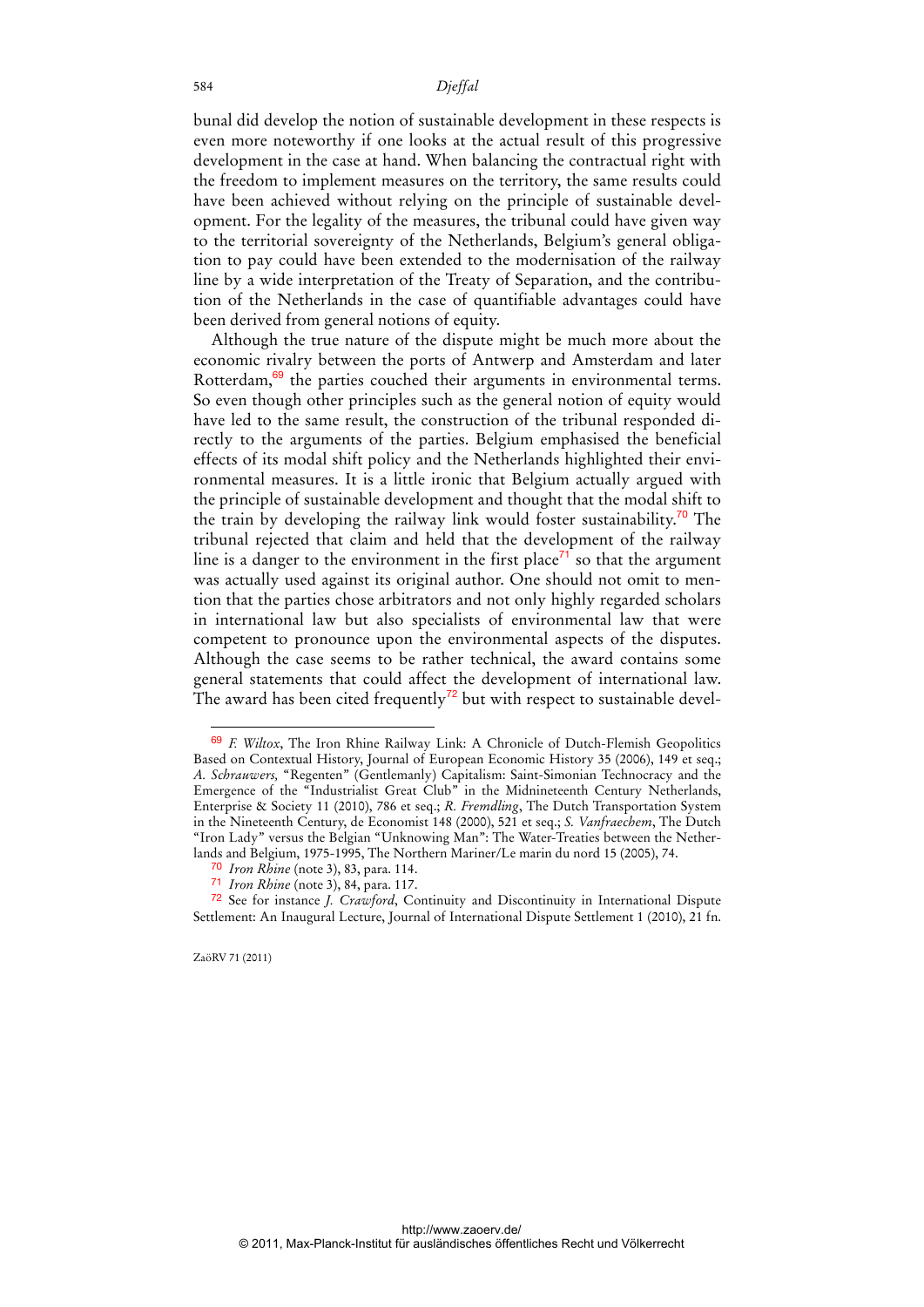bunal did develop the notion of sustainable development in these respects is even more noteworthy if one looks at the actual result of this progressive development in the case at hand. When balancing the contractual right with the freedom to implement measures on the territory, the same results could have been achieved without relying on the principle of sustainable development. For the legality of the measures, the tribunal could have given way to the territorial sovereignty of the Netherlands, Belgium's general obligation to pay could have been extended to the modernisation of the railway line by a wide interpretation of the Treaty of Separation, and the contribution of the Netherlands in the case of quantifiable advantages could have been derived from general notions of equity.

Although the true nature of the dispute might be much more about the economic rivalry between the ports of Antwerp and Amsterdam and later Rotterdam,[69] the parties couched their arguments in environmental terms. So even though other principles such as the general notion of equity would have led to the same result, the construction of the tribunal responded directly to the arguments of the parties. Belgium emphasised the beneficial effects of its modal shift policy and the Netherlands highlighted their environmental measures. It is a little ironic that Belgium actually argued with the principle of sustainable development and thought that the modal shift to the train by developing the railway link would foster sustainability.[70] The tribunal rejected that claim and held that the development of the railway line is a danger to the environment in the first place[71] so that the argument was actually used against its original author. One should not omit to mention that the parties chose arbitrators and not only highly regarded scholars in international law but also specialists of environmental law that were competent to pronounce upon the environmental aspects of the disputes. Although the case seems to be rather technical, the award contains some general statements that could affect the development of international law. The award has been cited frequently[72] but with respect to sustainable devel-

---

[69] *F. Wiltox*, The Iron Rhine Railway Link: A Chronicle of Dutch-Flemish Geopolitics Based on Contextual History, Journal of European Economic History 35 (2006), 149 et seq.; *A. Schrauwers,* "Regenten" (Gentlemanly) Capitalism: Saint-Simonian Technocracy and the Emergence of the "Industrialist Great Club" in the Midnineteenth Century Netherlands, Enterprise & Society 11 (2010), 786 et seq.; *R. Fremdling*, The Dutch Transportation System in the Nineteenth Century, de Economist 148 (2000), 521 et seq.; *S. Vanfraechem*, The Dutch "Iron Lady" versus the Belgian "Unknowing Man": The Water-Treaties between the Netherlands and Belgium, 1975-1995, The Northern Mariner/Le marin du nord 15 (2005), 74.

[70] *Iron Rhine* (note 3), 83, para. 114.

[71] *Iron Rhine* (note 3), 84, para. 117.

[72] See for instance *J. Crawford*, Continuity and Discontinuity in International Dispute Settlement: An Inaugural Lecture, Journal of International Dispute Settlement 1 (2010), 21 fn.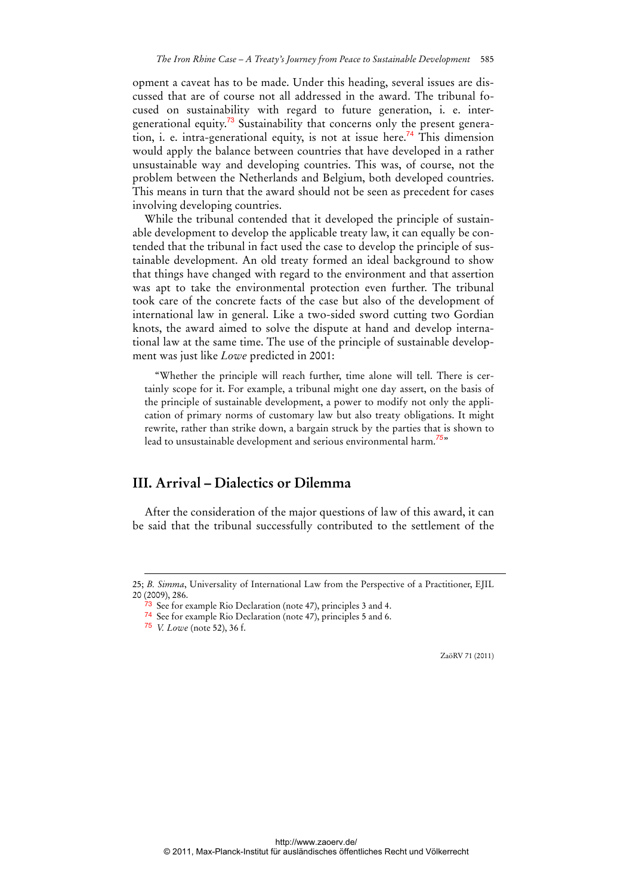opment a caveat has to be made. Under this heading, several issues are discussed that are of course not all addressed in the award. The tribunal focused on sustainability with regard to future generation, i. e. inter-generational equity.[73] Sustainability that concerns only the present generation, i. e. intra-generational equity, is not at issue here.[74] This dimension would apply the balance between countries that have developed in a rather unsustainable way and developing countries. This was, of course, not the problem between the Netherlands and Belgium, both developed countries. This means in turn that the award should not be seen as precedent for cases involving developing countries.

While the tribunal contended that it developed the principle of sustainable development to develop the applicable treaty law, it can equally be contended that the tribunal in fact used the case to develop the principle of sustainable development. An old treaty formed an ideal background to show that things have changed with regard to the environment and that assertion was apt to take the environmental protection even further. The tribunal took care of the concrete facts of the case but also of the development of international law in general. Like a two-sided sword cutting two Gordian knots, the award aimed to solve the dispute at hand and develop international law at the same time. The use of the principle of sustainable development was just like *Lowe* predicted in 2001:

> "Whether the principle will reach further, time alone will tell. There is certainly scope for it. For example, a tribunal might one day assert, on the basis of the principle of sustainable development, a power to modify not only the application of primary norms of customary law but also treaty obligations. It might rewrite, rather than strike down, a bargain struck by the parties that is shown to lead to unsustainable development and serious environmental harm.[75]"

## III. Arrival – Dialectics or Dilemma

After the consideration of the major questions of law of this award, it can be said that the tribunal successfully contributed to the settlement of the

---

25; *B. Simma*, Universality of International Law from the Perspective of a Practitioner, EJIL 20 (2009), 286.

[73] See for example Rio Declaration (note 47), principles 3 and 4.

[74] See for example Rio Declaration (note 47), principles 5 and 6.

[75] *V. Lowe* (note 52), 36 f.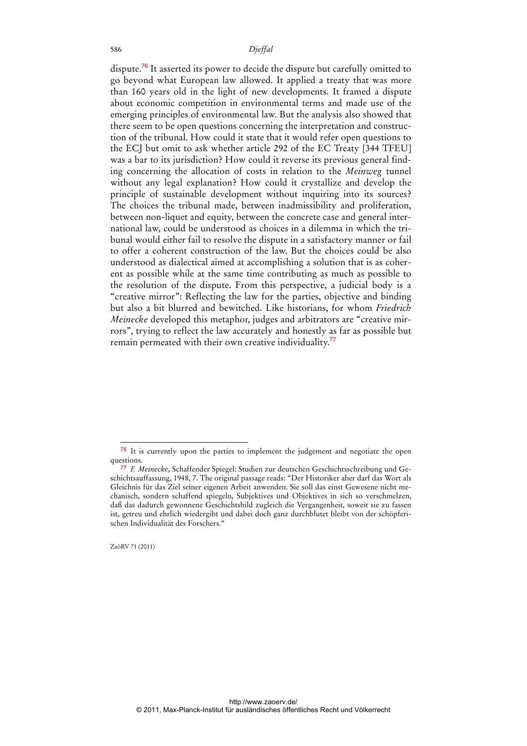dispute.[76] It asserted its power to decide the dispute but carefully omitted to go beyond what European law allowed. It applied a treaty that was more than 160 years old in the light of new developments. It framed a dispute about economic competition in environmental terms and made use of the emerging principles of environmental law. But the analysis also showed that there seem to be open questions concerning the interpretation and construction of the tribunal. How could it state that it would refer open questions to the ECJ but omit to ask whether article 292 of the EC Treaty [344 TFEU] was a bar to its jurisdiction? How could it reverse its previous general finding concerning the allocation of costs in relation to the *Meinweg* tunnel without any legal explanation? How could it crystallize and develop the principle of sustainable development without inquiring into its sources? The choices the tribunal made, between inadmissibility and proliferation, between non-liquet and equity, between the concrete case and general international law, could be understood as choices in a dilemma in which the tribunal would either fail to resolve the dispute in a satisfactory manner or fail to offer a coherent construction of the law. But the choices could be also understood as dialectical aimed at accomplishing a solution that is as coherent as possible while at the same time contributing as much as possible to the resolution of the dispute. From this perspective, a judicial body is a "creative mirror": Reflecting the law for the parties, objective and binding but also a bit blurred and bewitched. Like historians, for whom *Friedrich Meinecke* developed this metaphor, judges and arbitrators are "creative mirrors", trying to reflect the law accurately and honestly as far as possible but remain permeated with their own creative individuality.[77]

---

[76] It is currently upon the parties to implement the judgement and negotiate the open questions.

[77] *F. Meinecke*, Schaffender Spiegel: Studien zur deutschen Geschichtsschreibung und Geschichtsauffassung, 1948, 7. The original passage reads: "Der Historiker aber darf das Wort als Gleichnis für das Ziel seiner eigenen Arbeit anwenden. Sie soll das einst Gewesene nicht mechanisch, sondern schaffend spiegeln, Subjektives und Objektives in sich so verschmelzen, daß das dadurch gewonnene Geschichtsbild zugleich die Vergangenheit, soweit sie zu fassen ist, getreu und ehrlich wiedergibt und dabei doch ganz durchblutet bleibt von der schöpferischen Individualität des Forschers."